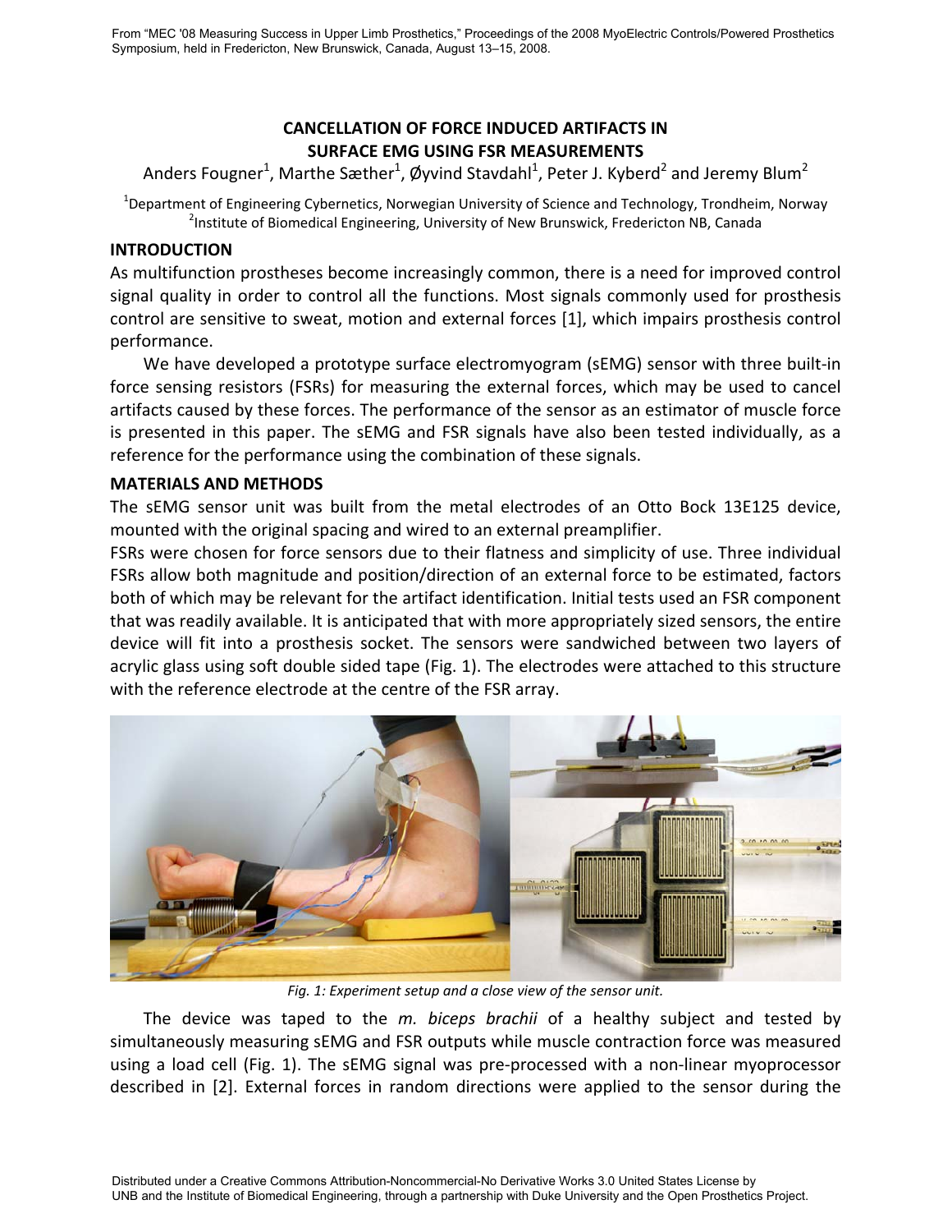From "MEC '08 Measuring Success in Upper Limb Prosthetics," Proceedings of the 2008 MyoElectric Controls/Powered Prosthetics Symposium, held in Fredericton, New Brunswick, Canada, August 13–15, 2008.

# CANCELLATION OF FORCE INDUCED ARTIFACTS IN SURFACE EMG USING FSR MEASUREMENTS

Anders Fougner[1], Marthe Sæther[1], Øyvind Stavdahl[1], Peter J. Kyberd[2] and Jeremy Blum[2]

[1]Department of Engineering Cybernetics, Norwegian University of Science and Technology, Trondheim, Norway
[2]Institute of Biomedical Engineering, University of New Brunswick, Fredericton NB, Canada

## INTRODUCTION

As multifunction prostheses become increasingly common, there is a need for improved control signal quality in order to control all the functions. Most signals commonly used for prosthesis control are sensitive to sweat, motion and external forces [1], which impairs prosthesis control performance.

We have developed a prototype surface electromyogram (sEMG) sensor with three built-in force sensing resistors (FSRs) for measuring the external forces, which may be used to cancel artifacts caused by these forces. The performance of the sensor as an estimator of muscle force is presented in this paper. The sEMG and FSR signals have also been tested individually, as a reference for the performance using the combination of these signals.

## MATERIALS AND METHODS

The sEMG sensor unit was built from the metal electrodes of an Otto Bock 13E125 device, mounted with the original spacing and wired to an external preamplifier.

FSRs were chosen for force sensors due to their flatness and simplicity of use. Three individual FSRs allow both magnitude and position/direction of an external force to be estimated, factors both of which may be relevant for the artifact identification. Initial tests used an FSR component that was readily available. It is anticipated that with more appropriately sized sensors, the entire device will fit into a prosthesis socket. The sensors were sandwiched between two layers of acrylic glass using soft double sided tape (Fig. 1). The electrodes were attached to this structure with the reference electrode at the centre of the FSR array.

*Fig. 1: Experiment setup and a close view of the sensor unit.*

The device was taped to the *m. biceps brachii* of a healthy subject and tested by simultaneously measuring sEMG and FSR outputs while muscle contraction force was measured using a load cell (Fig. 1). The sEMG signal was pre-processed with a non-linear myoprocessor described in [2]. External forces in random directions were applied to the sensor during the

Distributed under a Creative Commons Attribution-Noncommercial-No Derivative Works 3.0 United States License by UNB and the Institute of Biomedical Engineering, through a partnership with Duke University and the Open Prosthetics Project.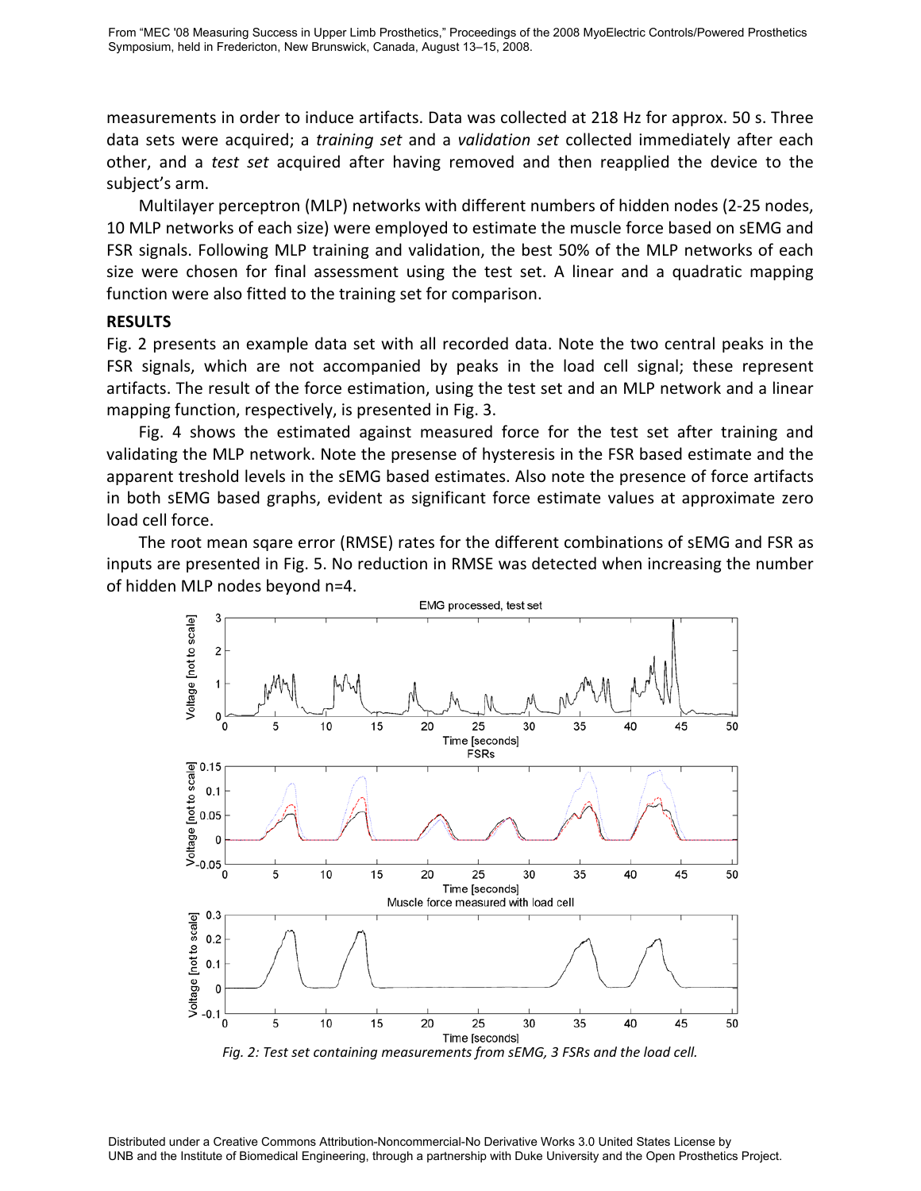measurements in order to induce artifacts. Data was collected at 218 Hz for approx. 50 s. Three data sets were acquired; a *training set* and a *validation set* collected immediately after each other, and a *test set* acquired after having removed and then reapplied the device to the subject's arm.

Multilayer perceptron (MLP) networks with different numbers of hidden nodes (2-25 nodes, 10 MLP networks of each size) were employed to estimate the muscle force based on sEMG and FSR signals. Following MLP training and validation, the best 50% of the MLP networks of each size were chosen for final assessment using the test set. A linear and a quadratic mapping function were also fitted to the training set for comparison.

**RESULTS**

Fig. 2 presents an example data set with all recorded data. Note the two central peaks in the FSR signals, which are not accompanied by peaks in the load cell signal; these represent artifacts. The result of the force estimation, using the test set and an MLP network and a linear mapping function, respectively, is presented in Fig. 3.

Fig. 4 shows the estimated against measured force for the test set after training and validating the MLP network. Note the presense of hysteresis in the FSR based estimate and the apparent treshold levels in the sEMG based estimates. Also note the presence of force artifacts in both sEMG based graphs, evident as significant force estimate values at approximate zero load cell force.

The root mean sqare error (RMSE) rates for the different combinations of sEMG and FSR as inputs are presented in Fig. 5. No reduction in RMSE was detected when increasing the number of hidden MLP nodes beyond n=4.

*Fig. 2: Test set containing measurements from sEMG, 3 FSRs and the load cell.*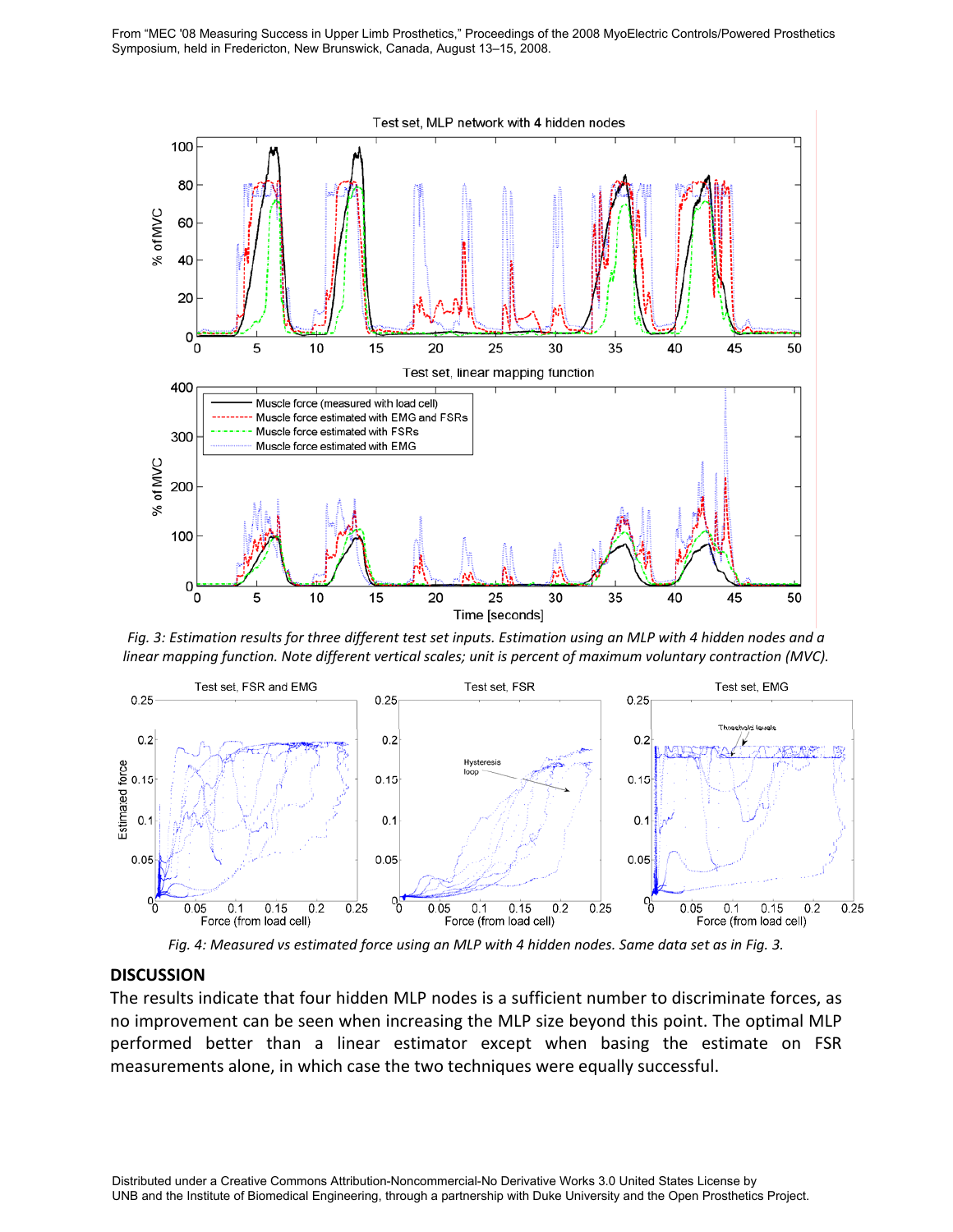Fig. 3: Estimation results for three different test set inputs. Estimation using an MLP with 4 hidden nodes and a linear mapping function. Note different vertical scales; unit is percent of maximum voluntary contraction (MVC).

Fig. 4: Measured vs estimated force using an MLP with 4 hidden nodes. Same data set as in Fig. 3.

## DISCUSSION

The results indicate that four hidden MLP nodes is a sufficient number to discriminate forces, as no improvement can be seen when increasing the MLP size beyond this point. The optimal MLP performed better than a linear estimator except when basing the estimate on FSR measurements alone, in which case the two techniques were equally successful.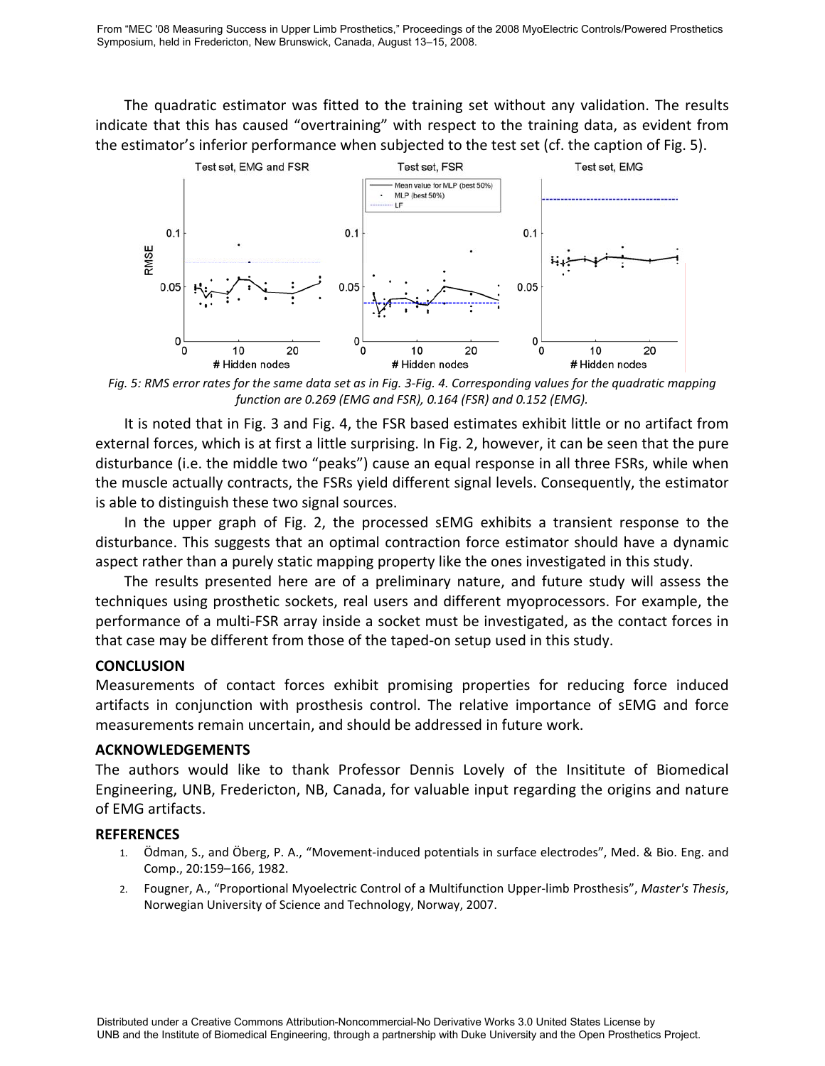The quadratic estimator was fitted to the training set without any validation. The results indicate that this has caused "overtraining" with respect to the training data, as evident from the estimator's inferior performance when subjected to the test set (cf. the caption of Fig. 5).

Test set, EMG and FSR

Test set, FSR

Test set, EMG

Mean value for MLP (best 50%)

MLP (best 50%)

LF

RMSE

0.1

0.05

0

0 10 20

# Hidden nodes

*Fig. 5: RMS error rates for the same data set as in Fig. 3-Fig. 4. Corresponding values for the quadratic mapping function are 0.269 (EMG and FSR), 0.164 (FSR) and 0.152 (EMG).*

It is noted that in Fig. 3 and Fig. 4, the FSR based estimates exhibit little or no artifact from external forces, which is at first a little surprising. In Fig. 2, however, it can be seen that the pure disturbance (i.e. the middle two "peaks") cause an equal response in all three FSRs, while when the muscle actually contracts, the FSRs yield different signal levels. Consequently, the estimator is able to distinguish these two signal sources.

In the upper graph of Fig. 2, the processed sEMG exhibits a transient response to the disturbance. This suggests that an optimal contraction force estimator should have a dynamic aspect rather than a purely static mapping property like the ones investigated in this study.

The results presented here are of a preliminary nature, and future study will assess the techniques using prosthetic sockets, real users and different myoprocessors. For example, the performance of a multi-FSR array inside a socket must be investigated, as the contact forces in that case may be different from those of the taped-on setup used in this study.

## CONCLUSION

Measurements of contact forces exhibit promising properties for reducing force induced artifacts in conjunction with prosthesis control. The relative importance of sEMG and force measurements remain uncertain, and should be addressed in future work.

## ACKNOWLEDGEMENTS

The authors would like to thank Professor Dennis Lovely of the Insititute of Biomedical Engineering, UNB, Fredericton, NB, Canada, for valuable input regarding the origins and nature of EMG artifacts.

## REFERENCES

1. Ödman, S., and Öberg, P. A., "Movement-induced potentials in surface electrodes", Med. & Bio. Eng. and Comp., 20:159–166, 1982.
2. Fougner, A., "Proportional Myoelectric Control of a Multifunction Upper-limb Prosthesis", *Master's Thesis*, Norwegian University of Science and Technology, Norway, 2007.